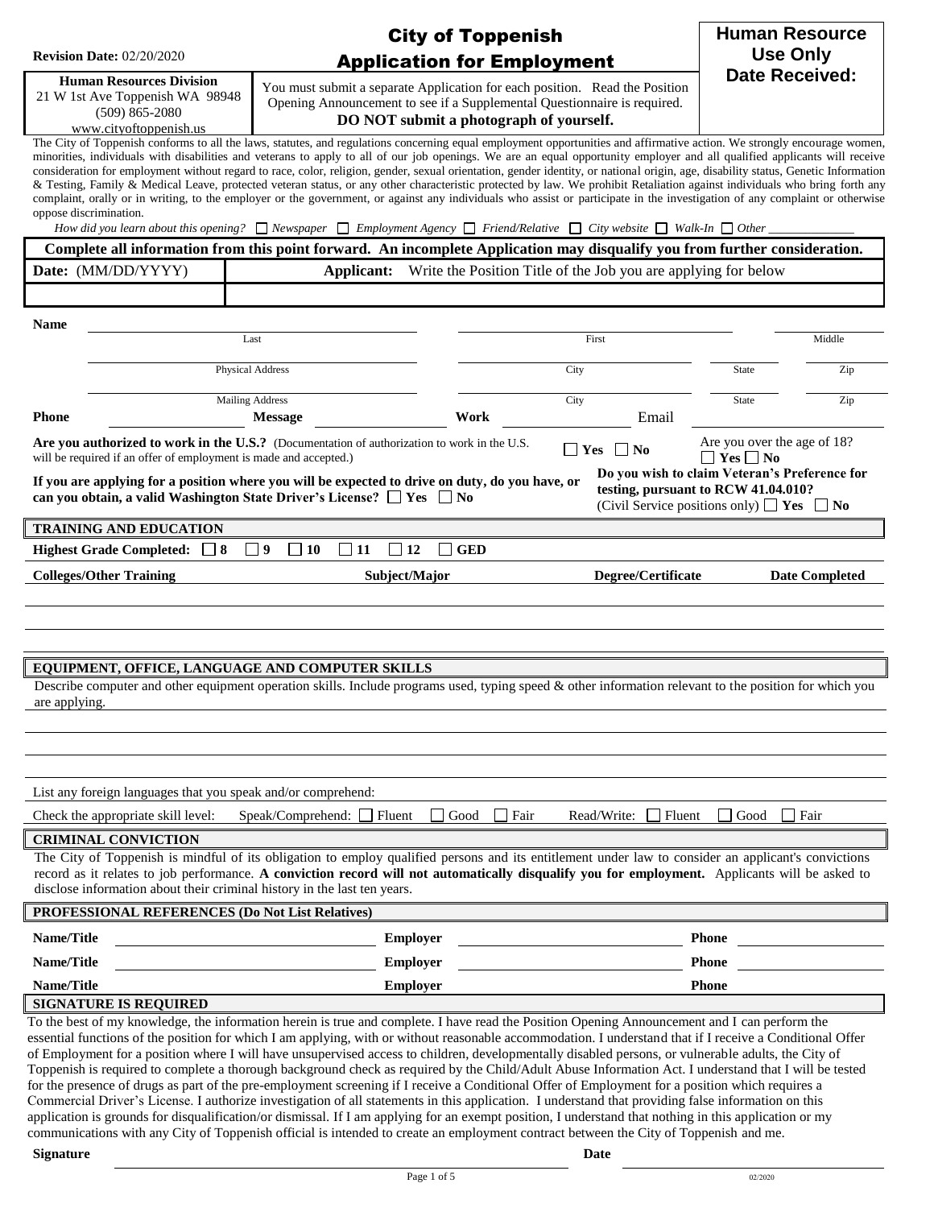**Revision Date:** 02/20/2020

# City of Toppenish
# Application for Employment

**Human Resource Use Only**
**Date Received:**

**Human Resources Division**
21 W 1st Ave Toppenish WA 98948
(509) 865-2080
www.cityoftoppenish.us

You must submit a separate Application for each position. Read the Position Opening Announcement to see if a Supplemental Questionnaire is required.
**DO NOT submit a photograph of yourself.**

The City of Toppenish conforms to all the laws, statutes, and regulations concerning equal employment opportunities and affirmative action. We strongly encourage women, minorities, individuals with disabilities and veterans to apply to all of our job openings. We are an equal opportunity employer and all qualified applicants will receive consideration for employment without regard to race, color, religion, gender, sexual orientation, gender identity, or national origin, age, disability status, Genetic Information & Testing, Family & Medical Leave, protected veteran status, or any other characteristic protected by law. We prohibit Retaliation against individuals who bring forth any complaint, orally or in writing, to the employer or the government, or against any individuals who assist or participate in the investigation of any complaint or otherwise oppose discrimination.

*How did you learn about this opening?* ☐ *Newspaper* ☐ *Employment Agency* ☐ *Friend/Relative* ☐ *City website* ☐ *Walk-In* ☐ *Other* ______________

**Complete all information from this point forward. An incomplete Application may disqualify you from further consideration.**

| **Date:** (MM/DD/YYYY) | **Applicant:** Write the Position Title of the Job you are applying for below |
|---|---|
| | |

**Name** ____________________ Last ____________________ First ____________ Middle

____________________ Physical Address ____________________ City ________ State ________ Zip

____________________ Mailing Address ____________________ City ________ State ________ Zip

**Phone** ____________ **Message** ____________ **Work** ____________ Email ____________

**Are you authorized to work in the U.S.?** (Documentation of authorization to work in the U.S. will be required if an offer of employment is made and accepted.) ☐ **Yes** ☐ **No**

Are you over the age of 18? ☐ **Yes** ☐ **No**

**If you are applying for a position where you will be expected to drive on duty, do you have, or can you obtain, a valid Washington State Driver's License?** ☐ **Yes** ☐ **No**

**Do you wish to claim Veteran's Preference for testing, pursuant to RCW 41.04.010?** (Civil Service positions only) ☐ **Yes** ☐ **No**

## TRAINING AND EDUCATION

**Highest Grade Completed:** ☐ **8** ☐ **9** ☐ **10** ☐ **11** ☐ **12** ☐ **GED**

| Colleges/Other Training | Subject/Major | Degree/Certificate | Date Completed |
|---|---|---|---|
| | | | |
| | | | |
| | | | |

## EQUIPMENT, OFFICE, LANGUAGE AND COMPUTER SKILLS

Describe computer and other equipment operation skills. Include programs used, typing speed & other information relevant to the position for which you are applying.

______________________________________________

______________________________________________

______________________________________________

List any foreign languages that you speak and/or comprehend:

Check the appropriate skill level: Speak/Comprehend: ☐ Fluent ☐ Good ☐ Fair Read/Write: ☐ Fluent ☐ Good ☐ Fair

## CRIMINAL CONVICTION

The City of Toppenish is mindful of its obligation to employ qualified persons and its entitlement under law to consider an applicant's convictions record as it relates to job performance. **A conviction record will not automatically disqualify you for employment.** Applicants will be asked to disclose information about their criminal history in the last ten years.

## PROFESSIONAL REFERENCES (Do Not List Relatives)

| Name/Title | Employer | Phone |
|---|---|---|
| | | |
| | | |
| | | |

## SIGNATURE IS REQUIRED

To the best of my knowledge, the information herein is true and complete. I have read the Position Opening Announcement and I can perform the essential functions of the position for which I am applying, with or without reasonable accommodation. I understand that if I receive a Conditional Offer of Employment for a position where I will have unsupervised access to children, developmentally disabled persons, or vulnerable adults, the City of Toppenish is required to complete a thorough background check as required by the Child/Adult Abuse Information Act. I understand that I will be tested for the presence of drugs as part of the pre-employment screening if I receive a Conditional Offer of Employment for a position which requires a Commercial Driver's License. I authorize investigation of all statements in this application. I understand that providing false information on this application is grounds for disqualification/or dismissal. If I am applying for an exempt position, I understand that nothing in this application or my communications with any City of Toppenish official is intended to create an employment contract between the City of Toppenish and me.

**Signature** ______________________________ **Date** ______________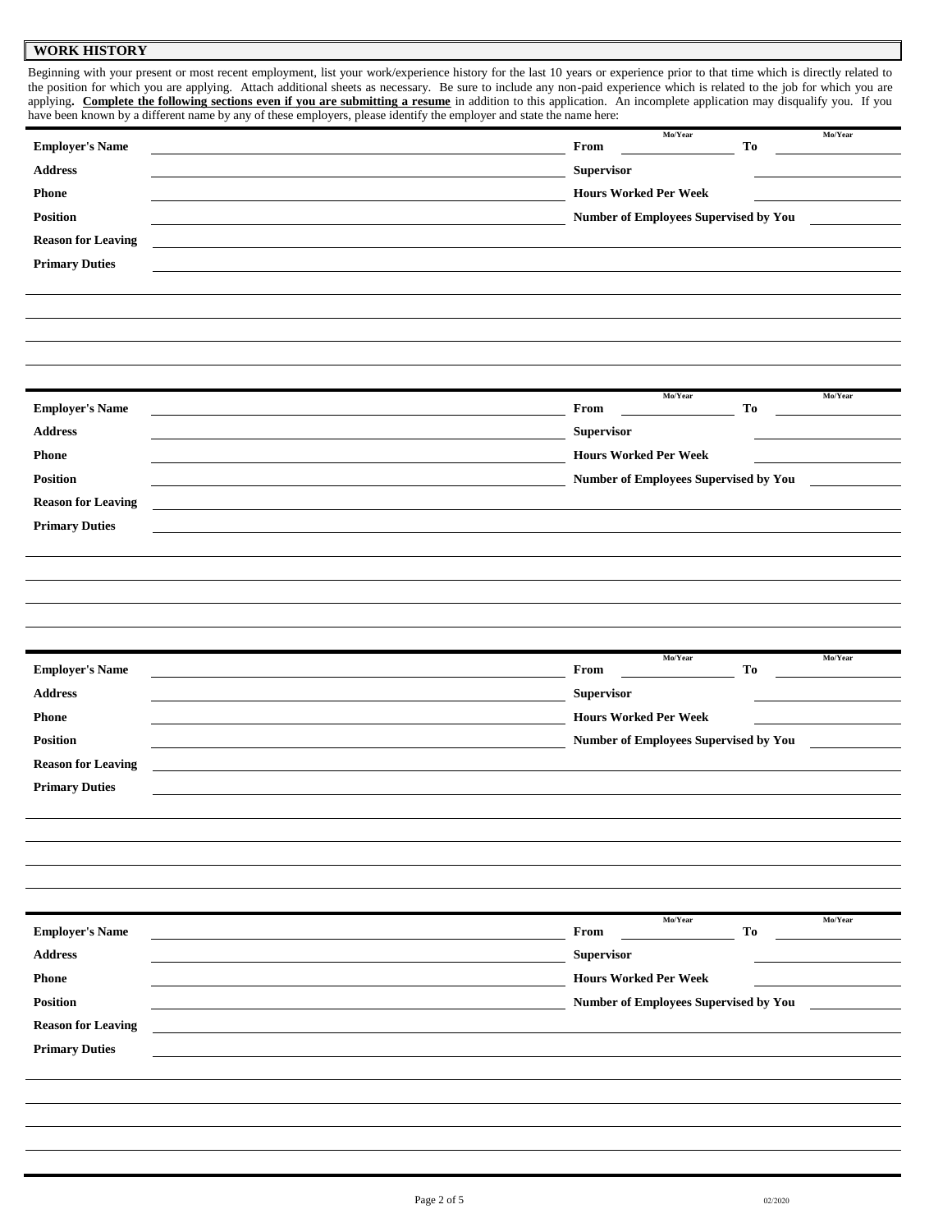## WORK HISTORY

Beginning with your present or most recent employment, list your work/experience history for the last 10 years or experience prior to that time which is directly related to the position for which you are applying. Attach additional sheets as necessary. Be sure to include any non-paid experience which is related to the job for which you are applying. **Complete the following sections even if you are submitting a resume** in addition to this application. An incomplete application may disqualify you. If you have been known by a different name by any of these employers, please identify the employer and state the name here:

| | | | |
|---|---|---|---|
| **Employer's Name** | | **From** (Mo/Year) | **To** (Mo/Year) |
| **Address** | | **Supervisor** | |
| **Phone** | | **Hours Worked Per Week** | |
| **Position** | | **Number of Employees Supervised by You** | |
| **Reason for Leaving** | | | |
| **Primary Duties** | | | |

| | | | |
|---|---|---|---|
| **Employer's Name** | | **From** (Mo/Year) | **To** (Mo/Year) |
| **Address** | | **Supervisor** | |
| **Phone** | | **Hours Worked Per Week** | |
| **Position** | | **Number of Employees Supervised by You** | |
| **Reason for Leaving** | | | |
| **Primary Duties** | | | |

| | | | |
|---|---|---|---|
| **Employer's Name** | | **From** (Mo/Year) | **To** (Mo/Year) |
| **Address** | | **Supervisor** | |
| **Phone** | | **Hours Worked Per Week** | |
| **Position** | | **Number of Employees Supervised by You** | |
| **Reason for Leaving** | | | |
| **Primary Duties** | | | |

| | | | |
|---|---|---|---|
| **Employer's Name** | | **From** (Mo/Year) | **To** (Mo/Year) |
| **Address** | | **Supervisor** | |
| **Phone** | | **Hours Worked Per Week** | |
| **Position** | | **Number of Employees Supervised by You** | |
| **Reason for Leaving** | | | |
| **Primary Duties** | | | |

02/2020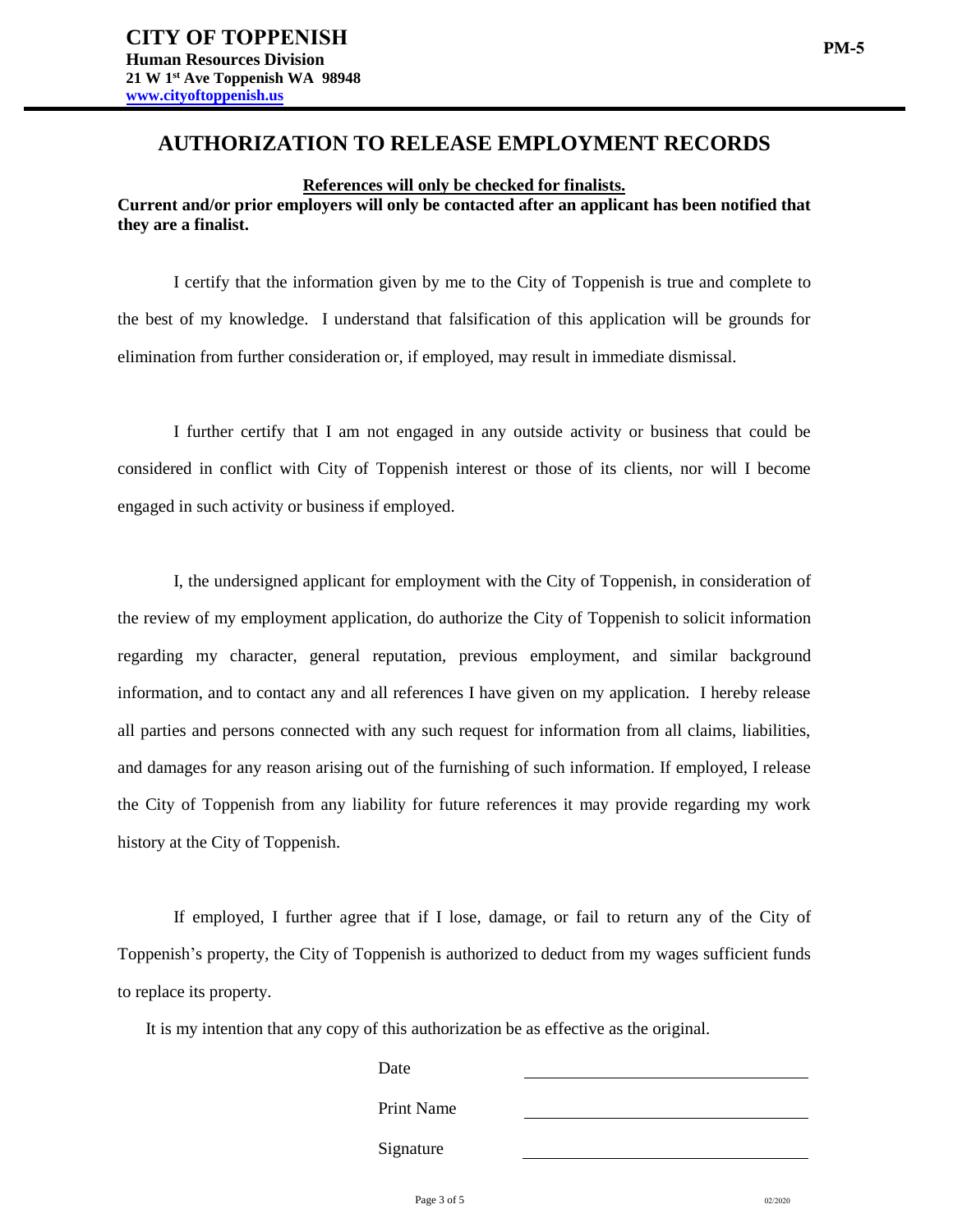**CITY OF TOPPENISH**
**Human Resources Division**
**21 W 1st Ave Toppenish WA 98948**
**www.cityoftoppenish.us**

**PM-5**

# AUTHORIZATION TO RELEASE EMPLOYMENT RECORDS

**References will only be checked for finalists.**

**Current and/or prior employers will only be contacted after an applicant has been notified that they are a finalist.**

I certify that the information given by me to the City of Toppenish is true and complete to the best of my knowledge. I understand that falsification of this application will be grounds for elimination from further consideration or, if employed, may result in immediate dismissal.

I further certify that I am not engaged in any outside activity or business that could be considered in conflict with City of Toppenish interest or those of its clients, nor will I become engaged in such activity or business if employed.

I, the undersigned applicant for employment with the City of Toppenish, in consideration of the review of my employment application, do authorize the City of Toppenish to solicit information regarding my character, general reputation, previous employment, and similar background information, and to contact any and all references I have given on my application. I hereby release all parties and persons connected with any such request for information from all claims, liabilities, and damages for any reason arising out of the furnishing of such information. If employed, I release the City of Toppenish from any liability for future references it may provide regarding my work history at the City of Toppenish.

If employed, I further agree that if I lose, damage, or fail to return any of the City of Toppenish's property, the City of Toppenish is authorized to deduct from my wages sufficient funds to replace its property.

It is my intention that any copy of this authorization be as effective as the original.

Date ______________________________

Print Name ______________________________

Signature ______________________________

02/2020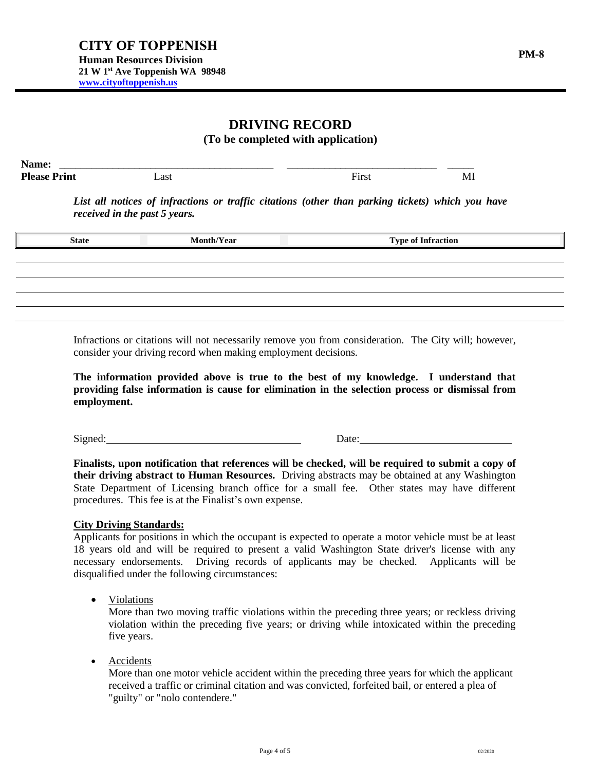# CITY OF TOPPENISH

**Human Resources Division**
**21 W 1st Ave Toppenish WA 98948**
**www.cityoftoppenish.us**

**PM-8**

## DRIVING RECORD

**(To be completed with application)**

**Name:** ______________________________ ______________________________ _____
**Please Print** Last First MI

***List all notices of infractions or traffic citations (other than parking tickets) which you have received in the past 5 years.***

| State | Month/Year | Type of Infraction |
|---|---|---|
| | | |
| | | |
| | | |
| | | |
| | | |

Infractions or citations will not necessarily remove you from consideration. The City will; however, consider your driving record when making employment decisions.

**The information provided above is true to the best of my knowledge. I understand that providing false information is cause for elimination in the selection process or dismissal from employment.**

Signed:______________________________ Date:______________________________

**Finalists, upon notification that references will be checked, will be required to submit a copy of their driving abstract to Human Resources.** Driving abstracts may be obtained at any Washington State Department of Licensing branch office for a small fee. Other states may have different procedures. This fee is at the Finalist's own expense.

**City Driving Standards:**

Applicants for positions in which the occupant is expected to operate a motor vehicle must be at least 18 years old and will be required to present a valid Washington State driver's license with any necessary endorsements. Driving records of applicants may be checked. Applicants will be disqualified under the following circumstances:

- Violations
  More than two moving traffic violations within the preceding three years; or reckless driving violation within the preceding five years; or driving while intoxicated within the preceding five years.

- Accidents
  More than one motor vehicle accident within the preceding three years for which the applicant received a traffic or criminal citation and was convicted, forfeited bail, or entered a plea of "guilty" or "nolo contendere."

02/2020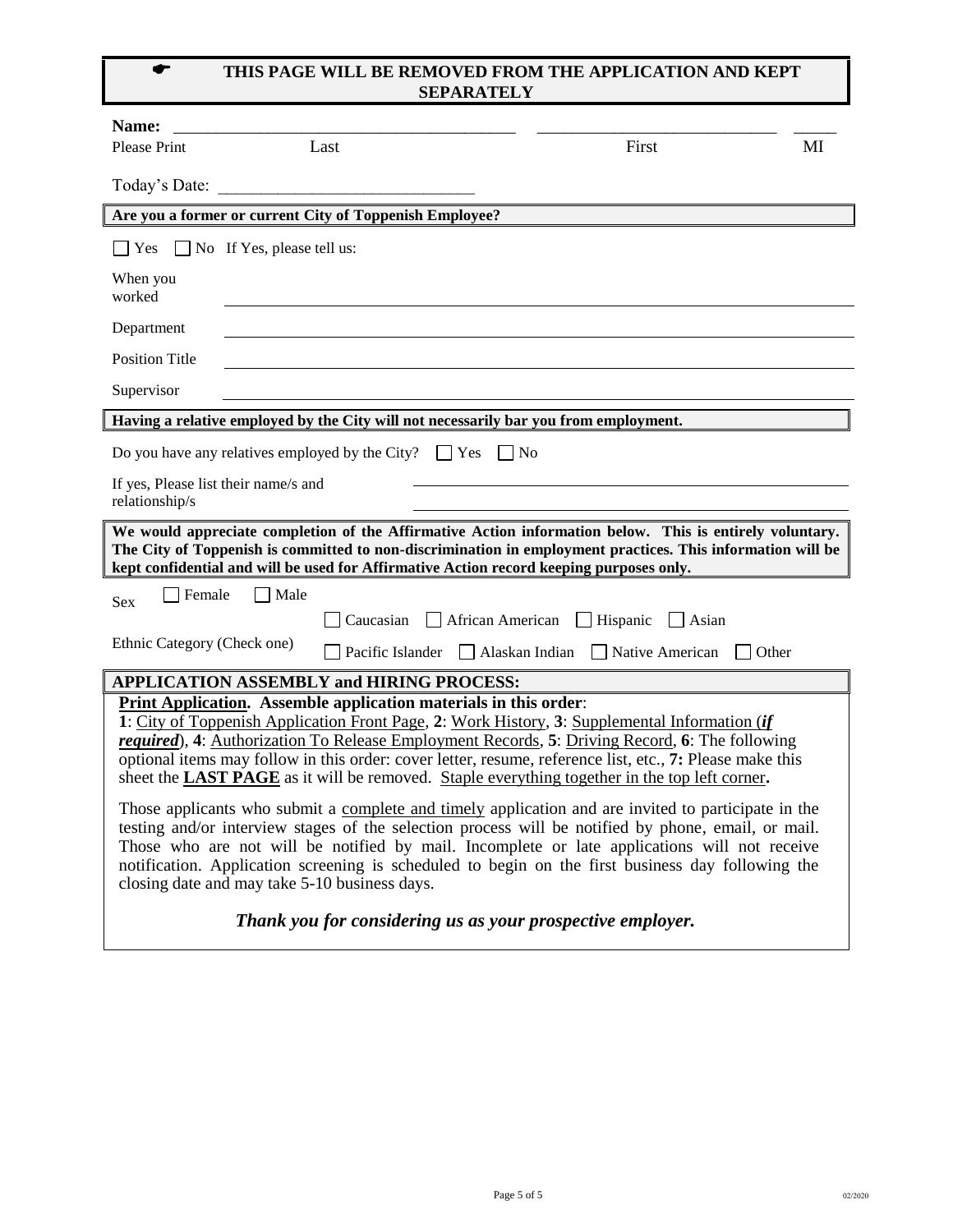**☛ THIS PAGE WILL BE REMOVED FROM THE APPLICATION AND KEPT SEPARATELY**

**Name:** ________________________________________ ____________________________ _____

Please Print Last First MI

Today's Date: ______________________________

**Are you a former or current City of Toppenish Employee?**

☐ Yes ☐ No If Yes, please tell us:

When you worked ____________________________________________

Department ____________________________________________

Position Title ____________________________________________

Supervisor ____________________________________________

**Having a relative employed by the City will not necessarily bar you from employment.**

Do you have any relatives employed by the City? ☐ Yes ☐ No

If yes, Please list their name/s and relationship/s ____________________________________________

**We would appreciate completion of the Affirmative Action information below. This is entirely voluntary. The City of Toppenish is committed to non-discrimination in employment practices. This information will be kept confidential and will be used for Affirmative Action record keeping purposes only.**

Sex ☐ Female ☐ Male

Ethnic Category (Check one) ☐ Caucasian ☐ African American ☐ Hispanic ☐ Asian ☐ Pacific Islander ☐ Alaskan Indian ☐ Native American ☐ Other

**APPLICATION ASSEMBLY and HIRING PROCESS:**

**Print Application. Assemble application materials in this order**:
**1**: City of Toppenish Application Front Page, **2**: Work History, **3**: Supplemental Information (***if required***), **4**: Authorization To Release Employment Records, **5**: Driving Record, **6**: The following optional items may follow in this order: cover letter, resume, reference list, etc., **7:** Please make this sheet the **LAST PAGE** as it will be removed. Staple everything together in the top left corner**.**

Those applicants who submit a complete and timely application and are invited to participate in the testing and/or interview stages of the selection process will be notified by phone, email, or mail. Those who are not will be notified by mail. Incomplete or late applications will not receive notification. Application screening is scheduled to begin on the first business day following the closing date and may take 5-10 business days.

***Thank you for considering us as your prospective employer.***